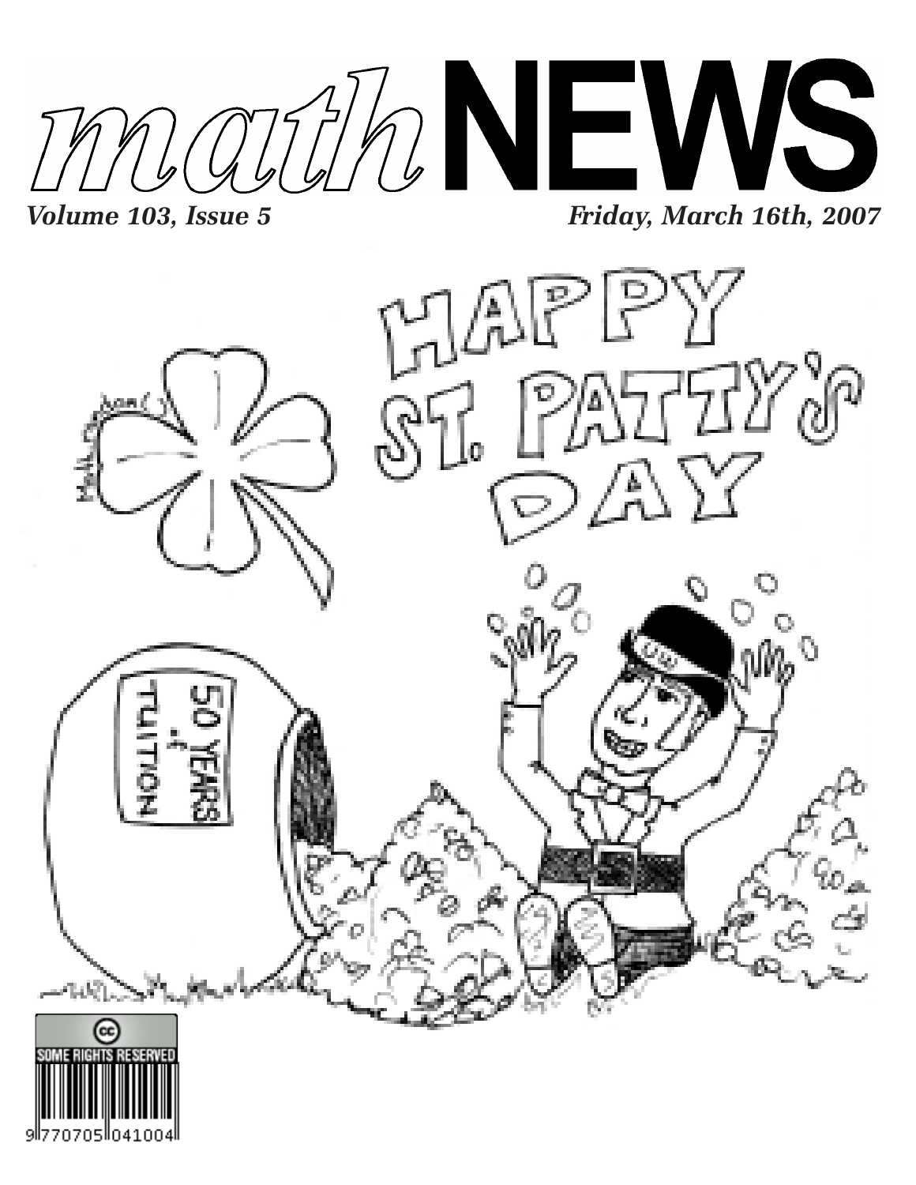# mathNEWS

*Volume 103, Issue 5*

*Friday, March 16th, 2007*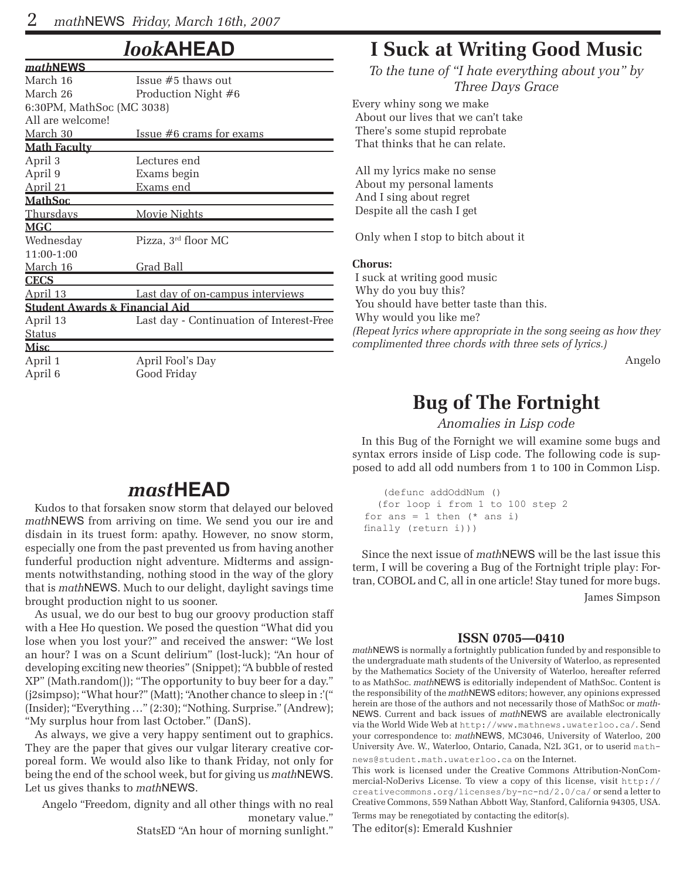## *look*AHEAD

| | |
|---|---|
| ***math*NEWS** | |
| March 16 | Issue #5 thaws out |
| March 26 | Production Night #6 |
| 6:30PM, MathSoc (MC 3038) | |
| All are welcome! | |
| March 30 | Issue #6 crams for exams |
| **Math Faculty** | |
| April 3 | Lectures end |
| April 9 | Exams begin |
| April 21 | Exams end |
| **MathSoc** | |
| Thursdays | Movie Nights |
| **MGC** | |
| Wednesday | Pizza, 3rd floor MC |
| 11:00-1:00 | |
| March 16 | Grad Ball |
| **CECS** | |
| April 13 | Last day of on-campus interviews |
| **Student Awards & Financial Aid** | |
| April 13 | Last day - Continuation of Interest-Free Status |
| **Misc** | |
| April 1 | April Fool's Day |
| April 6 | Good Friday |

## *mast*HEAD

Kudos to that forsaken snow storm that delayed our beloved *math*NEWS from arriving on time. We send you our ire and disdain in its truest form: apathy. However, no snow storm, especially one from the past prevented us from having another funderful production night adventure. Midterms and assignments notwithstanding, nothing stood in the way of the glory that is *math*NEWS. Much to our delight, daylight savings time brought production night to us sooner.

As usual, we do our best to bug our groovy production staff with a Hee Ho question. We posed the question "What did you lose when you lost your?" and received the answer: "We lost an hour? I was on a Scunt delirium" (lost-luck); "An hour of developing exciting new theories" (Snippet); "A bubble of rested XP" (Math.random()); "The opportunity to buy beer for a day." (j2simpso); "What hour?" (Matt); "Another chance to sleep in :'(" (Insider); "Everything …" (2:30); "Nothing. Surprise." (Andrew); "My surplus hour from last October." (DanS).

As always, we give a very happy sentiment out to graphics. They are the paper that gives our vulgar literary creative corporeal form. We would also like to thank Friday, not only for being the end of the school week, but for giving us *math*NEWS. Let us gives thanks to *math*NEWS.

Angelo "Freedom, dignity and all other things with no real monetary value."

StatsED "An hour of morning sunlight."

## I Suck at Writing Good Music

*To the tune of "I hate everything about you" by Three Days Grace*

Every whiny song we make
About our lives that we can't take
There's some stupid reprobate
That thinks that he can relate.

All my lyrics make no sense
About my personal laments
And I sing about regret
Despite all the cash I get

Only when I stop to bitch about it

**Chorus:**
I suck at writing good music
Why do you buy this?
You should have better taste than this.
Why would you like me?

*(Repeat lyrics where appropriate in the song seeing as how they complimented three chords with three sets of lyrics.)*

Angelo

## Bug of The Fortnight

*Anomalies in Lisp code*

In this Bug of the Fornight we will examine some bugs and syntax errors inside of Lisp code. The following code is supposed to add all odd numbers from 1 to 100 in Common Lisp.

```
(defunc addOddNum ()
  (for loop i from 1 to 100 step 2
for ans = 1 then (* ans i)
finally (return i)))
```

Since the next issue of *math*NEWS will be the last issue this term, I will be covering a Bug of the Fortnight triple play: Fortran, COBOL and C, all in one article! Stay tuned for more bugs.

James Simpson

### ISSN 0705—0410

*math*NEWS is normally a fortnightly publication funded by and responsible to the undergraduate math students of the University of Waterloo, as represented by the Mathematics Society of the University of Waterloo, hereafter referred to as MathSoc. *math*NEWS is editorially independent of MathSoc. Content is the responsibility of the *math*NEWS editors; however, any opinions expressed herein are those of the authors and not necessarily those of MathSoc or *math*NEWS. Current and back issues of *math*NEWS are available electronically via the World Wide Web at http://www.mathnews.uwaterloo.ca/. Send your correspondence to: *math*NEWS, MC3046, University of Waterloo, 200 University Ave. W., Waterloo, Ontario, Canada, N2L 3G1, or to userid mathnews@student.math.uwaterloo.ca on the Internet.

This work is licensed under the Creative Commons Attribution-NonCommercial-NoDerivs License. To view a copy of this license, visit http://creativecommons.org/licenses/by-nc-nd/2.0/ca/ or send a letter to Creative Commons, 559 Nathan Abbott Way, Stanford, California 94305, USA.

Terms may be renegotiated by contacting the editor(s).

The editor(s): Emerald Kushnier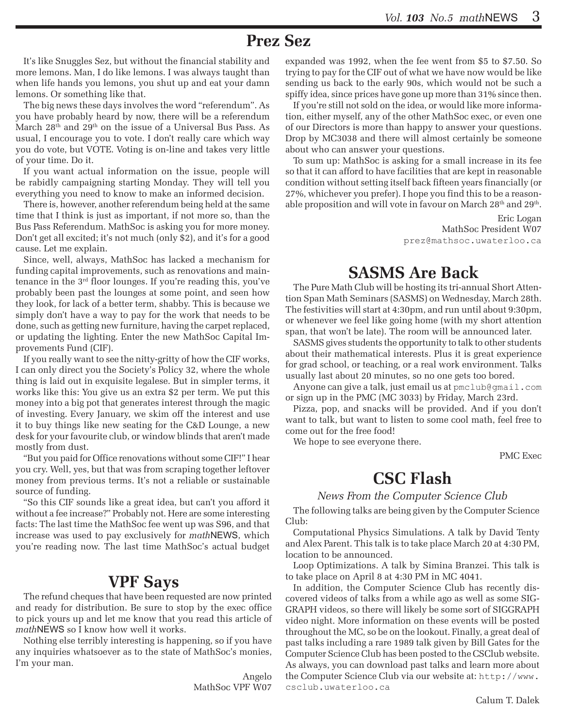# Prez Sez

It's like Snuggles Sez, but without the financial stability and more lemons. Man, I do like lemons. I was always taught than when life hands you lemons, you shut up and eat your damn lemons. Or something like that.

The big news these days involves the word "referendum". As you have probably heard by now, there will be a referendum March 28th and 29th on the issue of a Universal Bus Pass. As usual, I encourage you to vote. I don't really care which way you do vote, but VOTE. Voting is on-line and takes very little of your time. Do it.

If you want actual information on the issue, people will be rabidly campaigning starting Monday. They will tell you everything you need to know to make an informed decision.

There is, however, another referendum being held at the same time that I think is just as important, if not more so, than the Bus Pass Referendum. MathSoc is asking you for more money. Don't get all excited; it's not much (only $2), and it's for a good cause. Let me explain.

Since, well, always, MathSoc has lacked a mechanism for funding capital improvements, such as renovations and maintenance in the 3rd floor lounges. If you're reading this, you've probably been past the lounges at some point, and seen how they look, for lack of a better term, shabby. This is because we simply don't have a way to pay for the work that needs to be done, such as getting new furniture, having the carpet replaced, or updating the lighting. Enter the new MathSoc Capital Improvements Fund (CIF).

If you really want to see the nitty-gritty of how the CIF works, I can only direct you the Society's Policy 32, where the whole thing is laid out in exquisite legalese. But in simpler terms, it works like this: You give us an extra $2 per term. We put this money into a big pot that generates interest through the magic of investing. Every January, we skim off the interest and use it to buy things like new seating for the C&D Lounge, a new desk for your favourite club, or window blinds that aren't made mostly from dust.

"But you paid for Office renovations without some CIF!" I hear you cry. Well, yes, but that was from scraping together leftover money from previous terms. It's not a reliable or sustainable source of funding.

"So this CIF sounds like a great idea, but can't you afford it without a fee increase?" Probably not. Here are some interesting facts: The last time the MathSoc fee went up was S96, and that increase was used to pay exclusively for *math*NEWS, which you're reading now. The last time MathSoc's actual budget expanded was 1992, when the fee went from $5 to $7.50. So trying to pay for the CIF out of what we have now would be like sending us back to the early 90s, which would not be such a spiffy idea, since prices have gone up more than 31% since then.

If you're still not sold on the idea, or would like more information, either myself, any of the other MathSoc exec, or even one of our Directors is more than happy to answer your questions. Drop by MC3038 and there will almost certainly be someone about who can answer your questions.

To sum up: MathSoc is asking for a small increase in its fee so that it can afford to have facilities that are kept in reasonable condition without setting itself back fifteen years financially (or 27%, whichever you prefer). I hope you find this to be a reasonable proposition and will vote in favour on March 28th and 29th.

Eric Logan
MathSoc President W07
prez@mathsoc.uwaterloo.ca

# VPF Says

The refund cheques that have been requested are now printed and ready for distribution. Be sure to stop by the exec office to pick yours up and let me know that you read this article of *math*NEWS so I know how well it works.

Nothing else terribly interesting is happening, so if you have any inquiries whatsoever as to the state of MathSoc's monies, I'm your man.

Angelo
MathSoc VPF W07

# SASMS Are Back

The Pure Math Club will be hosting its tri-annual Short Attention Span Math Seminars (SASMS) on Wednesday, March 28th. The festivities will start at 4:30pm, and run until about 9:30pm, or whenever we feel like going home (with my short attention span, that won't be late). The room will be announced later.

SASMS gives students the opportunity to talk to other students about their mathematical interests. Plus it is great experience for grad school, or teaching, or a real work environment. Talks usually last about 20 minutes, so no one gets too bored.

Anyone can give a talk, just email us at pmclub@gmail.com or sign up in the PMC (MC 3033) by Friday, March 23rd.

Pizza, pop, and snacks will be provided. And if you don't want to talk, but want to listen to some cool math, feel free to come out for the free food!

We hope to see everyone there.

PMC Exec

# CSC Flash

*News From the Computer Science Club*

The following talks are being given by the Computer Science Club:

Computational Physics Simulations. A talk by David Tenty and Alex Parent. This talk is to take place March 20 at 4:30 PM, location to be announced.

Loop Optimizations. A talk by Simina Branzei. This talk is to take place on April 8 at 4:30 PM in MC 4041.

In addition, the Computer Science Club has recently discovered videos of talks from a while ago as well as some SIGGRAPH videos, so there will likely be some sort of SIGGRAPH video night. More information on these events will be posted throughout the MC, so be on the lookout. Finally, a great deal of past talks including a rare 1989 talk given by Bill Gates for the Computer Science Club has been posted to the CSClub website. As always, you can download past talks and learn more about the Computer Science Club via our website at: http://www.csclub.uwaterloo.ca

Calum T. Dalek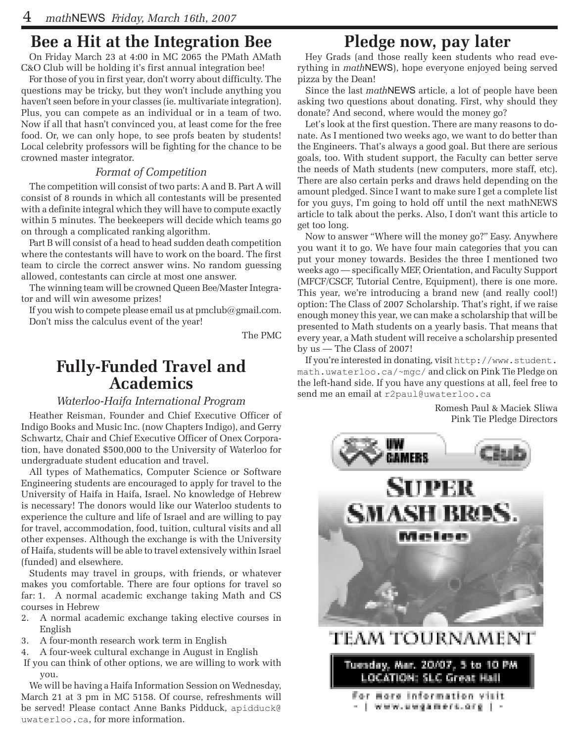## Bee a Hit at the Integration Bee

On Friday March 23 at 4:00 in MC 2065 the PMath AMath C&O Club will be holding it's first annual integration bee!

For those of you in first year, don't worry about difficulty. The questions may be tricky, but they won't include anything you haven't seen before in your classes (ie. multivariate integration). Plus, you can compete as an individual or in a team of two. Now if all that hasn't convinced you, at least come for the free food. Or, we can only hope, to see profs beaten by students! Local celebrity professors will be fighting for the chance to be crowned master integrator.

### *Format of Competition*

The competition will consist of two parts: A and B. Part A will consist of 8 rounds in which all contestants will be presented with a definite integral which they will have to compute exactly within 5 minutes. The beekeepers will decide which teams go on through a complicated ranking algorithm.

Part B will consist of a head to head sudden death competition where the contestants will have to work on the board. The first team to circle the correct answer wins. No random guessing allowed, contestants can circle at most one answer.

The winning team will be crowned Queen Bee/Master Integrator and will win awesome prizes!

If you wish to compete please email us at pmclub@gmail.com. Don't miss the calculus event of the year!

The PMC

## Fully-Funded Travel and Academics

### *Waterloo-Haifa International Program*

Heather Reisman, Founder and Chief Executive Officer of Indigo Books and Music Inc. (now Chapters Indigo), and Gerry Schwartz, Chair and Chief Executive Officer of Onex Corporation, have donated $500,000 to the University of Waterloo for undergraduate student education and travel.

All types of Mathematics, Computer Science or Software Engineering students are encouraged to apply for travel to the University of Haifa in Haifa, Israel. No knowledge of Hebrew is necessary! The donors would like our Waterloo students to experience the culture and life of Israel and are willing to pay for travel, accommodation, food, tuition, cultural visits and all other expenses. Although the exchange is with the University of Haifa, students will be able to travel extensively within Israel (funded) and elsewhere.

Students may travel in groups, with friends, or whatever makes you comfortable. There are four options for travel so far:

1. A normal academic exchange taking Math and CS courses in Hebrew
2. A normal academic exchange taking elective courses in English
3. A four-month research work term in English
4. A four-week cultural exchange in August in English

If you can think of other options, we are willing to work with you.

We will be having a Haifa Information Session on Wednesday, March 21 at 3 pm in MC 5158. Of course, refreshments will be served! Please contact Anne Banks Pidduck, apidduck@uwaterloo.ca, for more information.

## Pledge now, pay later

Hey Grads (and those really keen students who read everything in *math*NEWS), hope everyone enjoyed being served pizza by the Dean!

Since the last *math*NEWS article, a lot of people have been asking two questions about donating. First, why should they donate? And second, where would the money go?

Let's look at the first question. There are many reasons to donate. As I mentioned two weeks ago, we want to do better than the Engineers. That's always a good goal. But there are serious goals, too. With student support, the Faculty can better serve the needs of Math students (new computers, more staff, etc). There are also certain perks and draws held depending on the amount pledged. Since I want to make sure I get a complete list for you guys, I'm going to hold off until the next mathNEWS article to talk about the perks. Also, I don't want this article to get too long.

Now to answer "Where will the money go?" Easy. Anywhere you want it to go. We have four main categories that you can put your money towards. Besides the three I mentioned two weeks ago — specifically MEF, Orientation, and Faculty Support (MFCF/CSCF, Tutorial Centre, Equipment), there is one more. This year, we're introducing a brand new (and really cool!) option: The Class of 2007 Scholarship. That's right, if we raise enough money this year, we can make a scholarship that will be presented to Math students on a yearly basis. That means that every year, a Math student will receive a scholarship presented by us — The Class of 2007!

If you're interested in donating, visit http://www.student.math.uwaterloo.ca/~mgc/ and click on Pink Tie Pledge on the left-hand side. If you have any questions at all, feel free to send me an email at r2paul@uwaterloo.ca

Romesh Paul & Maciek Sliwa
Pink Tie Pledge Directors

UW Gamers Club

**Super Smash Bros. Melee**

**TEAM TOURNAMENT**

Tuesday, Mar. 20/07, 5 to 10 PM
LOCATION: SLC Great Hall

For more information visit
- | www.uwgamers.org | -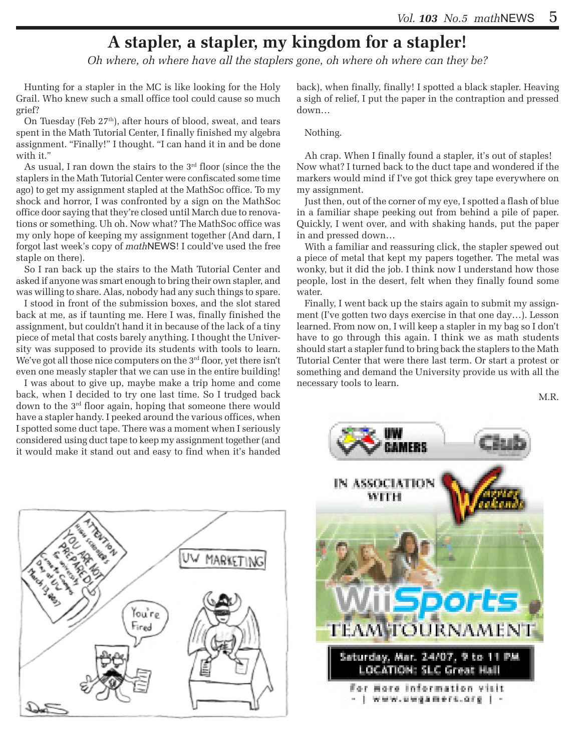# A stapler, a stapler, my kingdom for a stapler!

*Oh where, oh where have all the staplers gone, oh where oh where can they be?*

Hunting for a stapler in the MC is like looking for the Holy Grail. Who knew such a small office tool could cause so much grief?

On Tuesday (Feb 27th), after hours of blood, sweat, and tears spent in the Math Tutorial Center, I finally finished my algebra assignment. "Finally!" I thought. "I can hand it in and be done with it."

As usual, I ran down the stairs to the 3rd floor (since the the staplers in the Math Tutorial Center were confiscated some time ago) to get my assignment stapled at the MathSoc office. To my shock and horror, I was confronted by a sign on the MathSoc office door saying that they're closed until March due to renovations or something. Uh oh. Now what? The MathSoc office was my only hope of keeping my assignment together (And darn, I forgot last week's copy of *math*NEWS! I could've used the free staple on there).

So I ran back up the stairs to the Math Tutorial Center and asked if anyone was smart enough to bring their own stapler, and was willing to share. Alas, nobody had any such things to spare.

I stood in front of the submission boxes, and the slot stared back at me, as if taunting me. Here I was, finally finished the assignment, but couldn't hand it in because of the lack of a tiny piece of metal that costs barely anything. I thought the University was supposed to provide its students with tools to learn. We've got all those nice computers on the 3rd floor, yet there isn't even one measly stapler that we can use in the entire building!

I was about to give up, maybe make a trip home and come back, when I decided to try one last time. So I trudged back down to the 3rd floor again, hoping that someone there would have a stapler handy. I peeked around the various offices, when I spotted some duct tape. There was a moment when I seriously considered using duct tape to keep my assignment together (and it would make it stand out and easy to find when it's handed back), when finally, finally! I spotted a black stapler. Heaving a sigh of relief, I put the paper in the contraption and pressed down…

Nothing.

Ah crap. When I finally found a stapler, it's out of staples! Now what? I turned back to the duct tape and wondered if the markers would mind if I've got thick grey tape everywhere on my assignment.

Just then, out of the corner of my eye, I spotted a flash of blue in a familiar shape peeking out from behind a pile of paper. Quickly, I went over, and with shaking hands, put the paper in and pressed down…

With a familiar and reassuring click, the stapler spewed out a piece of metal that kept my papers together. The metal was wonky, but it did the job. I think now I understand how those people, lost in the desert, felt when they finally found some water.

Finally, I went back up the stairs again to submit my assignment (I've gotten two days exercise in that one day…). Lesson learned. From now on, I will keep a stapler in my bag so I don't have to go through this again. I think we as math students should start a stapler fund to bring back the staplers to the Math Tutorial Center that were there last term. Or start a protest or something and demand the University provide us with all the necessary tools to learn.

M.R.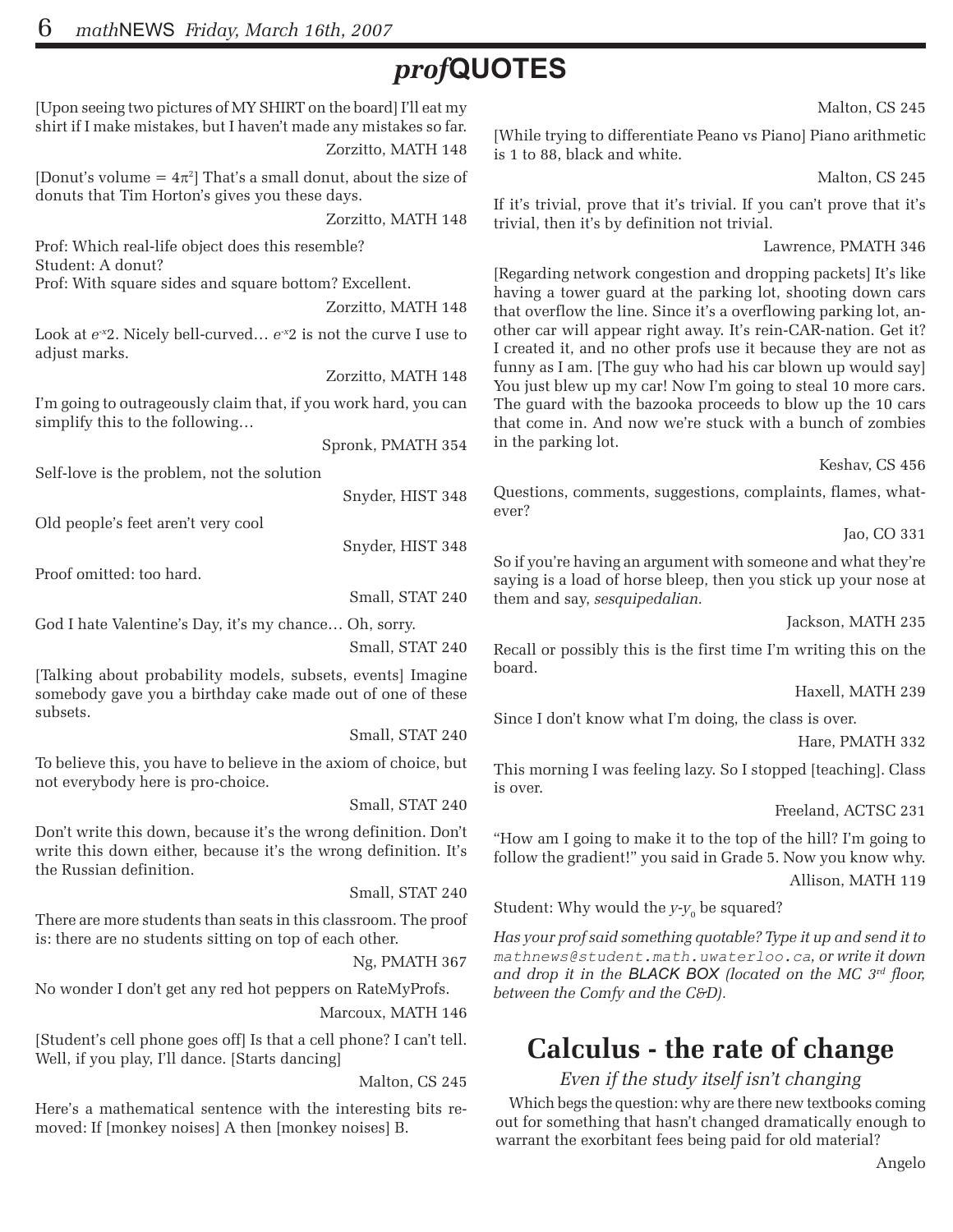# *prof*QUOTES

[Upon seeing two pictures of MY SHIRT on the board] I'll eat my shirt if I make mistakes, but I haven't made any mistakes so far.

Zorzitto, MATH 148

[Donut's volume = $4\pi^2$] That's a small donut, about the size of donuts that Tim Horton's gives you these days.

Zorzitto, MATH 148

Prof: Which real-life object does this resemble?
Student: A donut?
Prof: With square sides and square bottom? Excellent.

Zorzitto, MATH 148

Look at $e^{-x}2$. Nicely bell-curved… $e^{-x}2$ is not the curve I use to adjust marks.

Zorzitto, MATH 148

I'm going to outrageously claim that, if you work hard, you can simplify this to the following…

Spronk, PMATH 354

Self-love is the problem, not the solution

Snyder, HIST 348

Old people's feet aren't very cool

Snyder, HIST 348

Proof omitted: too hard.

Small, STAT 240

God I hate Valentine's Day, it's my chance… Oh, sorry.

Small, STAT 240

[Talking about probability models, subsets, events] Imagine somebody gave you a birthday cake made out of one of these subsets.

Small, STAT 240

To believe this, you have to believe in the axiom of choice, but not everybody here is pro-choice.

Small, STAT 240

Don't write this down, because it's the wrong definition. Don't write this down either, because it's the wrong definition. It's the Russian definition.

Small, STAT 240

There are more students than seats in this classroom. The proof is: there are no students sitting on top of each other.

Ng, PMATH 367

No wonder I don't get any red hot peppers on RateMyProfs.

Marcoux, MATH 146

[Student's cell phone goes off] Is that a cell phone? I can't tell. Well, if you play, I'll dance. [Starts dancing]

Malton, CS 245

Here's a mathematical sentence with the interesting bits removed: If [monkey noises] A then [monkey noises] B.

Malton, CS 245

[While trying to differentiate Peano vs Piano] Piano arithmetic is 1 to 88, black and white.

Malton, CS 245

If it's trivial, prove that it's trivial. If you can't prove that it's trivial, then it's by definition not trivial.

Lawrence, PMATH 346

[Regarding network congestion and dropping packets] It's like having a tower guard at the parking lot, shooting down cars that overflow the line. Since it's a overflowing parking lot, another car will appear right away. It's rein-CAR-nation. Get it? I created it, and no other profs use it because they are not as funny as I am. [The guy who had his car blown up would say] You just blew up my car! Now I'm going to steal 10 more cars. The guard with the bazooka proceeds to blow up the 10 cars that come in. And now we're stuck with a bunch of zombies in the parking lot.

Keshav, CS 456

Questions, comments, suggestions, complaints, flames, whatever?

Jao, CO 331

So if you're having an argument with someone and what they're saying is a load of horse bleep, then you stick up your nose at them and say, *sesquipedalian.*

Jackson, MATH 235

Recall or possibly this is the first time I'm writing this on the board.

Haxell, MATH 239

Since I don't know what I'm doing, the class is over.

Hare, PMATH 332

This morning I was feeling lazy. So I stopped [teaching]. Class is over.

Freeland, ACTSC 231

"How am I going to make it to the top of the hill? I'm going to follow the gradient!" you said in Grade 5. Now you know why.

Allison, MATH 119

Student: Why would the $y$-$y_0$ be squared?

*Has your prof said something quotable? Type it up and send it to* `mathnews@student.math.uwaterloo.ca`*, or write it down and drop it in the* **BLACK BOX** *(located on the MC 3rd floor, between the Comfy and the C&D).*

## Calculus - the rate of change

*Even if the study itself isn't changing*

Which begs the question: why are there new textbooks coming out for something that hasn't changed dramatically enough to warrant the exorbitant fees being paid for old material?

Angelo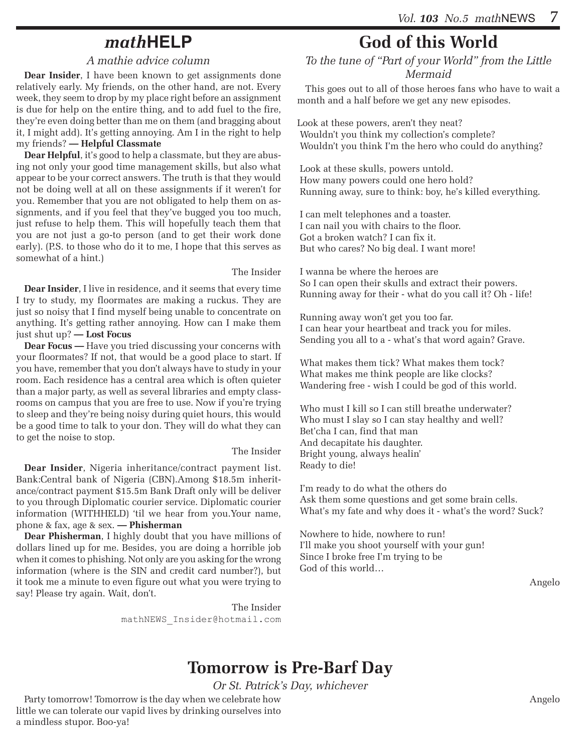## *math*HELP

*A mathie advice column*

**Dear Insider**, I have been known to get assignments done relatively early. My friends, on the other hand, are not. Every week, they seem to drop by my place right before an assignment is due for help on the entire thing, and to add fuel to the fire, they're even doing better than me on them (and bragging about it, I might add). It's getting annoying. Am I in the right to help my friends? **— Helpful Classmate**

**Dear Helpful**, it's good to help a classmate, but they are abusing not only your good time management skills, but also what appear to be your correct answers. The truth is that they would not be doing well at all on these assignments if it weren't for you. Remember that you are not obligated to help them on assignments, and if you feel that they've bugged you too much, just refuse to help them. This will hopefully teach them that you are not just a go-to person (and to get their work done early). (P.S. to those who do it to me, I hope that this serves as somewhat of a hint.)

The Insider

**Dear Insider**, I live in residence, and it seems that every time I try to study, my floormates are making a ruckus. They are just so noisy that I find myself being unable to concentrate on anything. It's getting rather annoying. How can I make them just shut up? **— Lost Focus**

**Dear Focus —** Have you tried discussing your concerns with your floormates? If not, that would be a good place to start. If you have, remember that you don't always have to study in your room. Each residence has a central area which is often quieter than a major party, as well as several libraries and empty classrooms on campus that you are free to use. Now if you're trying to sleep and they're being noisy during quiet hours, this would be a good time to talk to your don. They will do what they can to get the noise to stop.

The Insider

**Dear Insider**, Nigeria inheritance/contract payment list. Bank:Central bank of Nigeria (CBN).Among $18.5m inheritance/contract payment $15.5m Bank Draft only will be deliver to you through Diplomatic courier service. Diplomatic courier information (WITHHELD) 'til we hear from you.Your name, phone & fax, age & sex. **— Phisherman**

**Dear Phisherman**, I highly doubt that you have millions of dollars lined up for me. Besides, you are doing a horrible job when it comes to phishing. Not only are you asking for the wrong information (where is the SIN and credit card number?), but it took me a minute to even figure out what you were trying to say! Please try again. Wait, don't.

The Insider
`mathNEWS_Insider@hotmail.com`

## God of this World

*To the tune of "Part of your World" from the Little Mermaid*

This goes out to all of those heroes fans who have to wait a month and a half before we get any new episodes.

Look at these powers, aren't they neat?
Wouldn't you think my collection's complete?
Wouldn't you think I'm the hero who could do anything?

Look at these skulls, powers untold.
How many powers could one hero hold?
Running away, sure to think: boy, he's killed everything.

I can melt telephones and a toaster.
I can nail you with chairs to the floor.
Got a broken watch? I can fix it.
But who cares? No big deal. I want more!

I wanna be where the heroes are
So I can open their skulls and extract their powers.
Running away for their - what do you call it? Oh - life!

Running away won't get you too far.
I can hear your heartbeat and track you for miles.
Sending you all to a - what's that word again? Grave.

What makes them tick? What makes them tock?
What makes me think people are like clocks?
Wandering free - wish I could be god of this world.

Who must I kill so I can still breathe underwater?
Who must I slay so I can stay healthy and well?
Bet'cha I can, find that man
And decapitate his daughter.
Bright young, always healin'
Ready to die!

I'm ready to do what the others do
Ask them some questions and get some brain cells.
What's my fate and why does it - what's the word? Suck?

Nowhere to hide, nowhere to run!
I'll make you shoot yourself with your gun!
Since I broke free I'm trying to be
God of this world…

Angelo

## Tomorrow is Pre-Barf Day

*Or St. Patrick's Day, whichever*

Party tomorrow! Tomorrow is the day when we celebrate how little we can tolerate our vapid lives by drinking ourselves into a mindless stupor. Boo-ya!

Angelo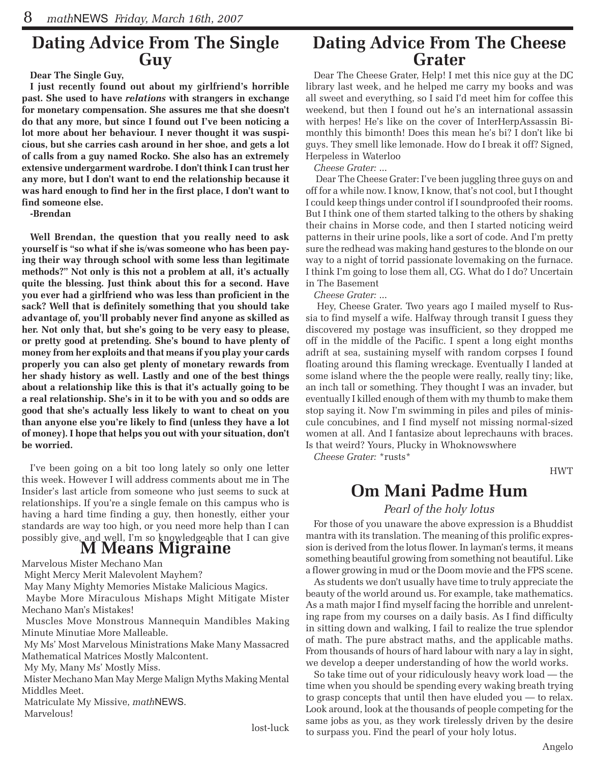## Dating Advice From The Single Guy

**Dear The Single Guy,**

**I just recently found out about my girlfriend's horrible past. She used to have *relations* with strangers in exchange for monetary compensation. She assures me that she doesn't do that any more, but since I found out I've been noticing a lot more about her behaviour. I never thought it was suspicious, but she carries cash around in her shoe, and gets a lot of calls from a guy named Rocko. She also has an extremely extensive undergarment wardrobe. I don't think I can trust her any more, but I don't want to end the relationship because it was hard enough to find her in the first place, I don't want to find someone else.**

**-Brendan**

**Well Brendan, the question that you really need to ask yourself is "so what if she is/was someone who has been paying their way through school with some less than legitimate methods?" Not only is this not a problem at all, it's actually quite the blessing. Just think about this for a second. Have you ever had a girlfriend who was less than proficient in the sack? Well that is definitely something that you should take advantage of, you'll probably never find anyone as skilled as her. Not only that, but she's going to be very easy to please, or pretty good at pretending. She's bound to have plenty of money from her exploits and that means if you play your cards properly you can also get plenty of monetary rewards from her shady history as well. Lastly and one of the best things about a relationship like this is that it's actually going to be a real relationship. She's in it to be with you and so odds are good that she's actually less likely to want to cheat on you than anyone else you're likely to find (unless they have a lot of money). I hope that helps you out with your situation, don't be worried.**

I've been going on a bit too long lately so only one letter this week. However I will address comments about me in The Insider's last article from someone who just seems to suck at relationships. If you're a single female on this campus who is having a hard time finding a guy, then honestly, either your standards are way too high, or you need more help than I can possibly give, and well, I'm so knowledgeable that I can give

## M Means Migraine

Marvelous Mister Mechano Man

Might Mercy Merit Malevolent Mayhem?

May Many Mighty Memories Mistake Malicious Magics.

Maybe More Miraculous Mishaps Might Mitigate Mister Mechano Man's Mistakes!

Muscles Move Monstrous Mannequin Mandibles Making Minute Minutiae More Malleable.

My Ms' Most Marvelous Ministrations Make Many Massacred Mathematical Matrices Mostly Malcontent.

My My, Many Ms' Mostly Miss.

Mister Mechano Man May Merge Malign Myths Making Mental Middles Meet.

Matriculate My Missive, *math*NEWS.

Marvelous!

lost-luck

## Dating Advice From The Cheese Grater

Dear The Cheese Grater, Help! I met this nice guy at the DC library last week, and he helped me carry my books and was all sweet and everything, so I said I'd meet him for coffee this weekend, but then I found out he's an international assassin with herpes! He's like on the cover of InterHerpAssassin Bimonthly this bimonth! Does this mean he's bi? I don't like bi guys. They smell like lemonade. How do I break it off? Signed, Herpeless in Waterloo

*Cheese Grater:* ...

Dear The Cheese Grater: I've been juggling three guys on and off for a while now. I know, I know, that's not cool, but I thought I could keep things under control if I soundproofed their rooms. But I think one of them started talking to the others by shaking their chains in Morse code, and then I started noticing weird patterns in their urine pools, like a sort of code. And I'm pretty sure the redhead was making hand gestures to the blonde on our way to a night of torrid passionate lovemaking on the furnace. I think I'm going to lose them all, CG. What do I do? Uncertain in The Basement

*Cheese Grater:* ...

Hey, Cheese Grater. Two years ago I mailed myself to Russia to find myself a wife. Halfway through transit I guess they discovered my postage was insufficient, so they dropped me off in the middle of the Pacific. I spent a long eight months adrift at sea, sustaining myself with random corpses I found floating around this flaming wreckage. Eventually I landed at some island where the the people were really, really tiny; like, an inch tall or something. They thought I was an invader, but eventually I killed enough of them with my thumb to make them stop saying it. Now I'm swimming in piles and piles of miniscule concubines, and I find myself not missing normal-sized women at all. And I fantasize about leprechauns with braces. Is that weird? Yours, Plucky in Whoknowswhere

*Cheese Grater:* *rusts*

HWT

## Om Mani Padme Hum

*Pearl of the holy lotus*

For those of you unaware the above expression is a Bhuddist mantra with its translation. The meaning of this prolific expression is derived from the lotus flower. In layman's terms, it means something beautiful growing from something not beautiful. Like a flower growing in mud or the Doom movie and the FPS scene.

As students we don't usually have time to truly appreciate the beauty of the world around us. For example, take mathematics. As a math major I find myself facing the horrible and unrelenting rape from my courses on a daily basis. As I find difficulty in sitting down and walking, I fail to realize the true splendor of math. The pure abstract maths, and the applicable maths. From thousands of hours of hard labour with nary a lay in sight, we develop a deeper understanding of how the world works.

So take time out of your ridiculously heavy work load — the time when you should be spending every waking breath trying to grasp concepts that until then have eluded you — to relax. Look around, look at the thousands of people competing for the same jobs as you, as they work tirelessly driven by the desire to surpass you. Find the pearl of your holy lotus.

Angelo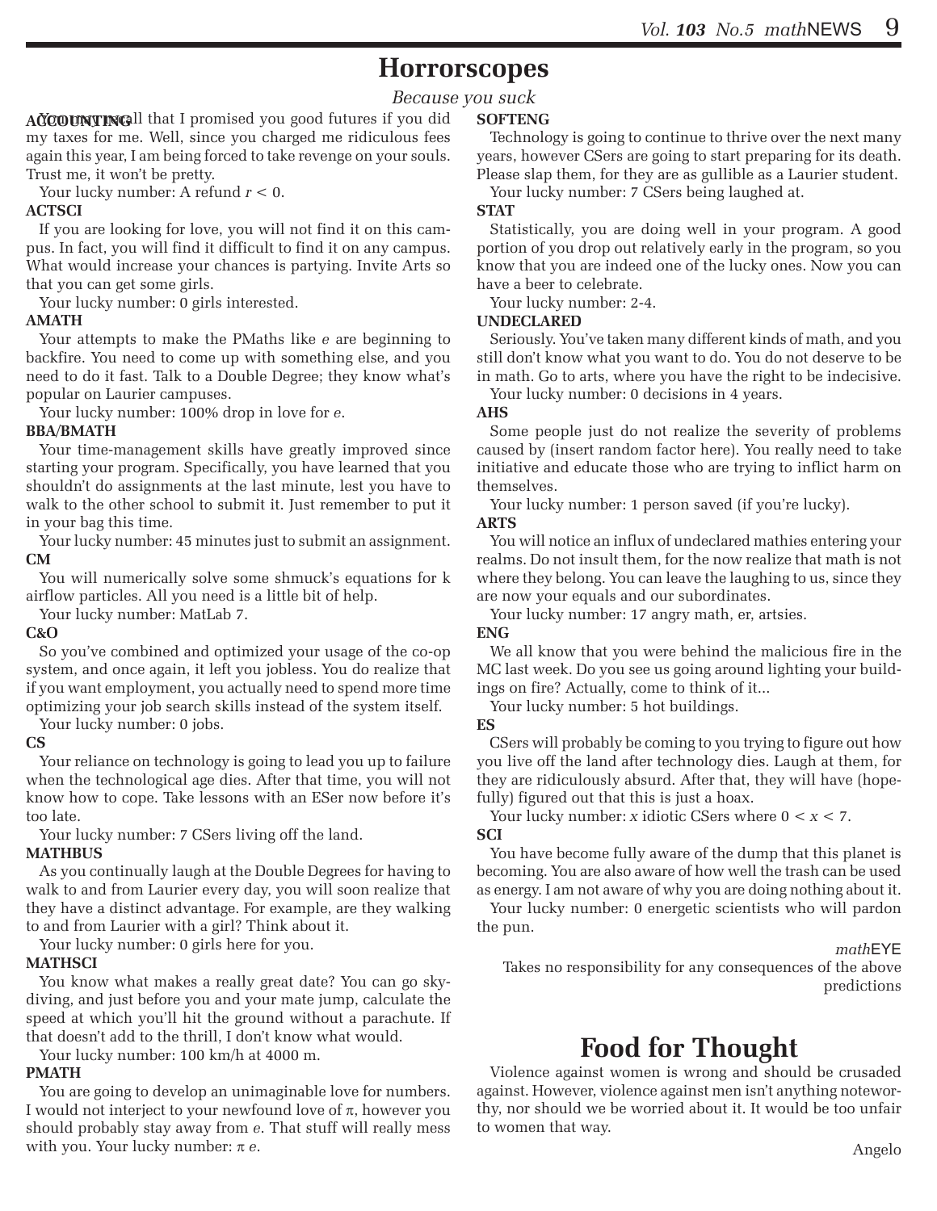# Horrorscopes

*Because you suck*

**ACCOUNTING**

You may recall that I promised you good futures if you did my taxes for me. Well, since you charged me ridiculous fees again this year, I am being forced to take revenge on your souls. Trust me, it won't be pretty.

Your lucky number: A refund $r < 0$.

**ACTSCI**

If you are looking for love, you will not find it on this campus. In fact, you will find it difficult to find it on any campus. What would increase your chances is partying. Invite Arts so that you can get some girls.

Your lucky number: 0 girls interested.

**AMATH**

Your attempts to make the PMaths like $e$ are beginning to backfire. You need to come up with something else, and you need to do it fast. Talk to a Double Degree; they know what's popular on Laurier campuses.

Your lucky number: 100% drop in love for $e$.

**BBA/BMATH**

Your time-management skills have greatly improved since starting your program. Specifically, you have learned that you shouldn't do assignments at the last minute, lest you have to walk to the other school to submit it. Just remember to put it in your bag this time.

Your lucky number: 45 minutes just to submit an assignment.

**CM**

You will numerically solve some shmuck's equations for k airflow particles. All you need is a little bit of help.

Your lucky number: MatLab 7.

**C&O**

So you've combined and optimized your usage of the co-op system, and once again, it left you jobless. You do realize that if you want employment, you actually need to spend more time optimizing your job search skills instead of the system itself.

Your lucky number: 0 jobs.

**CS**

Your reliance on technology is going to lead you up to failure when the technological age dies. After that time, you will not know how to cope. Take lessons with an ESer now before it's too late.

Your lucky number: 7 CSers living off the land.

**MATHBUS**

As you continually laugh at the Double Degrees for having to walk to and from Laurier every day, you will soon realize that they have a distinct advantage. For example, are they walking to and from Laurier with a girl? Think about it.

Your lucky number: 0 girls here for you.

**MATHSCI**

You know what makes a really great date? You can go skydiving, and just before you and your mate jump, calculate the speed at which you'll hit the ground without a parachute. If that doesn't add to the thrill, I don't know what would.

Your lucky number: 100 km/h at 4000 m.

**PMATH**

You are going to develop an unimaginable love for numbers. I would not interject to your newfound love of $\pi$, however you should probably stay away from $e$. That stuff will really mess with you. Your lucky number: $\pi$ $e$.

**SOFTENG**

Technology is going to continue to thrive over the next many years, however CSers are going to start preparing for its death. Please slap them, for they are as gullible as a Laurier student.

Your lucky number: 7 CSers being laughed at.

**STAT**

Statistically, you are doing well in your program. A good portion of you drop out relatively early in the program, so you know that you are indeed one of the lucky ones. Now you can have a beer to celebrate.

Your lucky number: 2-4.

**UNDECLARED**

Seriously. You've taken many different kinds of math, and you still don't know what you want to do. You do not deserve to be in math. Go to arts, where you have the right to be indecisive.

Your lucky number: 0 decisions in 4 years.

**AHS**

Some people just do not realize the severity of problems caused by (insert random factor here). You really need to take initiative and educate those who are trying to inflict harm on themselves.

Your lucky number: 1 person saved (if you're lucky).

**ARTS**

You will notice an influx of undeclared mathies entering your realms. Do not insult them, for the now realize that math is not where they belong. You can leave the laughing to us, since they are now your equals and our subordinates.

Your lucky number: 17 angry math, er, artsies.

**ENG**

We all know that you were behind the malicious fire in the MC last week. Do you see us going around lighting your buildings on fire? Actually, come to think of it...

Your lucky number: 5 hot buildings.

**ES**

CSers will probably be coming to you trying to figure out how you live off the land after technology dies. Laugh at them, for they are ridiculously absurd. After that, they will have (hopefully) figured out that this is just a hoax.

Your lucky number: $x$ idiotic CSers where $0 < x < 7$.

**SCI**

You have become fully aware of the dump that this planet is becoming. You are also aware of how well the trash can be used as energy. I am not aware of why you are doing nothing about it.

Your lucky number: 0 energetic scientists who will pardon the pun.

*math*EYE

Takes no responsibility for any consequences of the above predictions

# Food for Thought

Violence against women is wrong and should be crusaded against. However, violence against men isn't anything noteworthy, nor should we be worried about it. It would be too unfair to women that way.

Angelo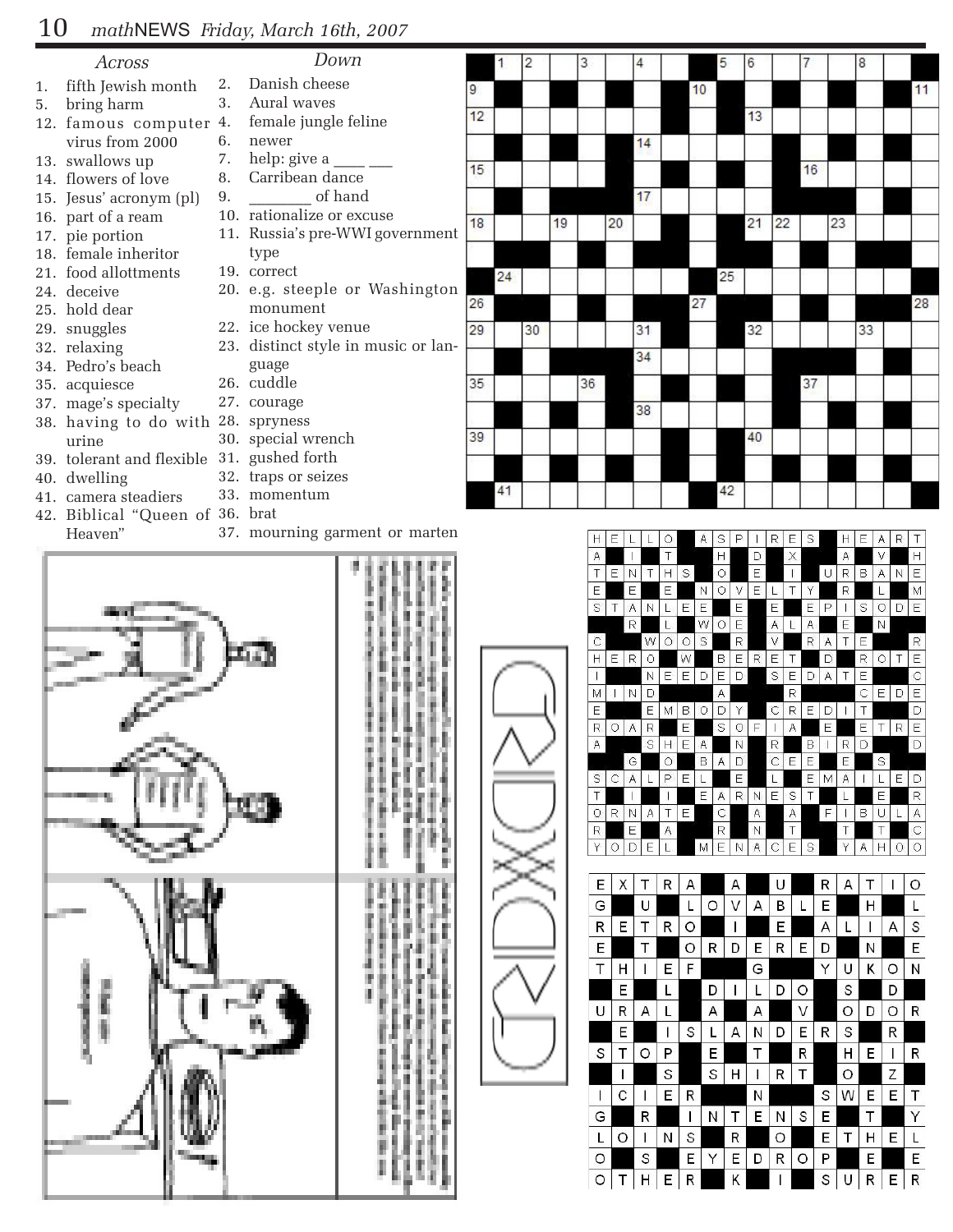## Across

1. fifth Jewish month
5. bring harm
12. famous computer virus from 2000
13. swallows up
14. flowers of love
15. Jesus' acronym (pl)
16. part of a ream
17. pie portion
18. female inheritor
21. food allottments
24. deceive
25. hold dear
29. snuggles
32. relaxing
34. Pedro's beach
35. acquiesce
37. mage's specialty
38. having to do with urine
39. tolerant and flexible
40. dwelling
41. camera steadiers
42. Biblical "Queen of Heaven"

## Down

2. Danish cheese
3. Aural waves
4. female jungle feline
6. newer
7. help: give a ____ ___
8. Carribean dance
9. ________ of hand
10. rationalize or excuse
11. Russia's pre-WWI government type
19. correct
20. e.g. steeple or Washington monument
22. ice hockey venue
23. distinct style in music or language
26. cuddle
27. courage
28. spryness
30. special wrench
31. gushed forth
32. traps or seizes
33. momentum
36. brat
37. mourning garment or marten